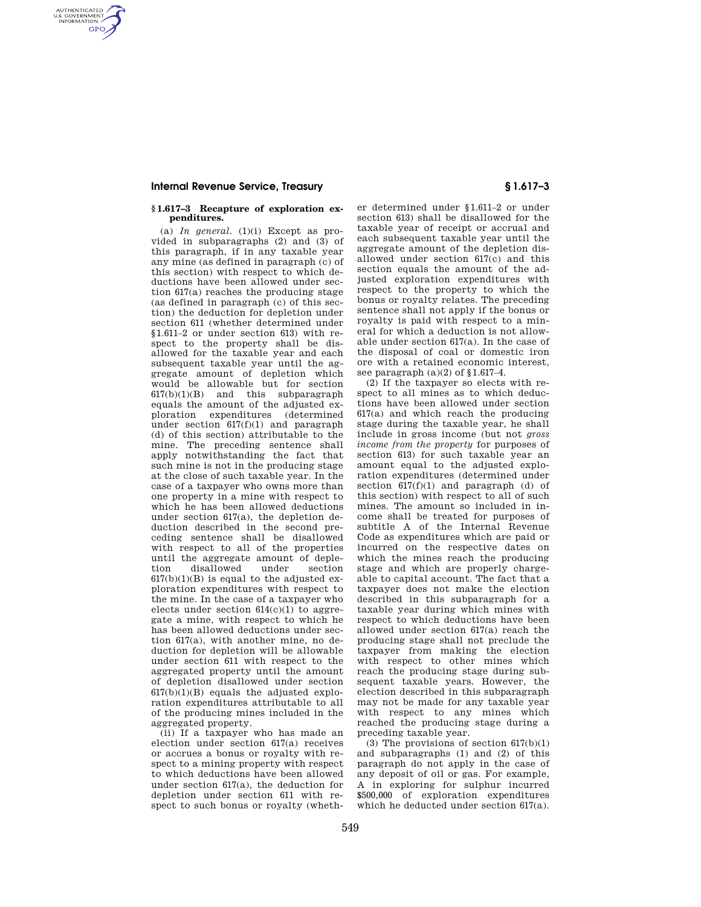## § 1.617–3 Recapture of exploration expenditures.

(a) *In general.* (1)(i) Except as provided in subparagraphs (2) and (3) of this paragraph, if in any taxable year any mine (as defined in paragraph (c) of this section) with respect to which deductions have been allowed under section 617(a) reaches the producing stage (as defined in paragraph (c) of this section) the deduction for depletion under section 611 (whether determined under §1.611–2 or under section 613) with respect to the property shall be disallowed for the taxable year and each subsequent taxable year until the aggregate amount of depletion which would be allowable but for section 617(b)(1)(B) and this subparagraph equals the amount of the adjusted exploration expenditures (determined under section 617(f)(1) and paragraph (d) of this section) attributable to the mine. The preceding sentence shall apply notwithstanding the fact that such mine is not in the producing stage at the close of such taxable year. In the case of a taxpayer who owns more than one property in a mine with respect to which he has been allowed deductions under section 617(a), the depletion deduction described in the second preceding sentence shall be disallowed with respect to all of the properties until the aggregate amount of depletion disallowed under section 617(b)(1)(B) is equal to the adjusted exploration expenditures with respect to the mine. In the case of a taxpayer who elects under section 614(c)(1) to aggregate a mine, with respect to which he has been allowed deductions under section 617(a), with another mine, no deduction for depletion will be allowable under section 611 with respect to the aggregated property until the amount of depletion disallowed under section 617(b)(1)(B) equals the adjusted exploration expenditures attributable to all of the producing mines included in the aggregated property.

(ii) If a taxpayer who has made an election under section 617(a) receives or accrues a bonus or royalty with respect to a mining property with respect to which deductions have been allowed under section 617(a), the deduction for depletion under section 611 with respect to such bonus or royalty (whether determined under §1.611–2 or under section 613) shall be disallowed for the taxable year of receipt or accrual and each subsequent taxable year until the aggregate amount of the depletion disallowed under section 617(c) and this section equals the amount of the adjusted exploration expenditures with respect to the property to which the bonus or royalty relates. The preceding sentence shall not apply if the bonus or royalty is paid with respect to a mineral for which a deduction is not allowable under section 617(a). In the case of the disposal of coal or domestic iron ore with a retained economic interest, see paragraph (a)(2) of §1.617–4.

(2) If the taxpayer so elects with respect to all mines as to which deductions have been allowed under section 617(a) and which reach the producing stage during the taxable year, he shall include in gross income (but not *gross income from the property* for purposes of section 613) for such taxable year an amount equal to the adjusted exploration expenditures (determined under section 617(f)(1) and paragraph (d) of this section) with respect to all of such mines. The amount so included in income shall be treated for purposes of subtitle A of the Internal Revenue Code as expenditures which are paid or incurred on the respective dates on which the mines reach the producing stage and which are properly chargeable to capital account. The fact that a taxpayer does not make the election described in this subparagraph for a taxable year during which mines with respect to which deductions have been allowed under section 617(a) reach the producing stage shall not preclude the taxpayer from making the election with respect to other mines which reach the producing stage during subsequent taxable years. However, the election described in this subparagraph may not be made for any taxable year with respect to any mines which reached the producing stage during a preceding taxable year.

(3) The provisions of section 617(b)(1) and subparagraphs (1) and (2) of this paragraph do not apply in the case of any deposit of oil or gas. For example, A in exploring for sulphur incurred $500,000 of exploration expenditures which he deducted under section 617(a).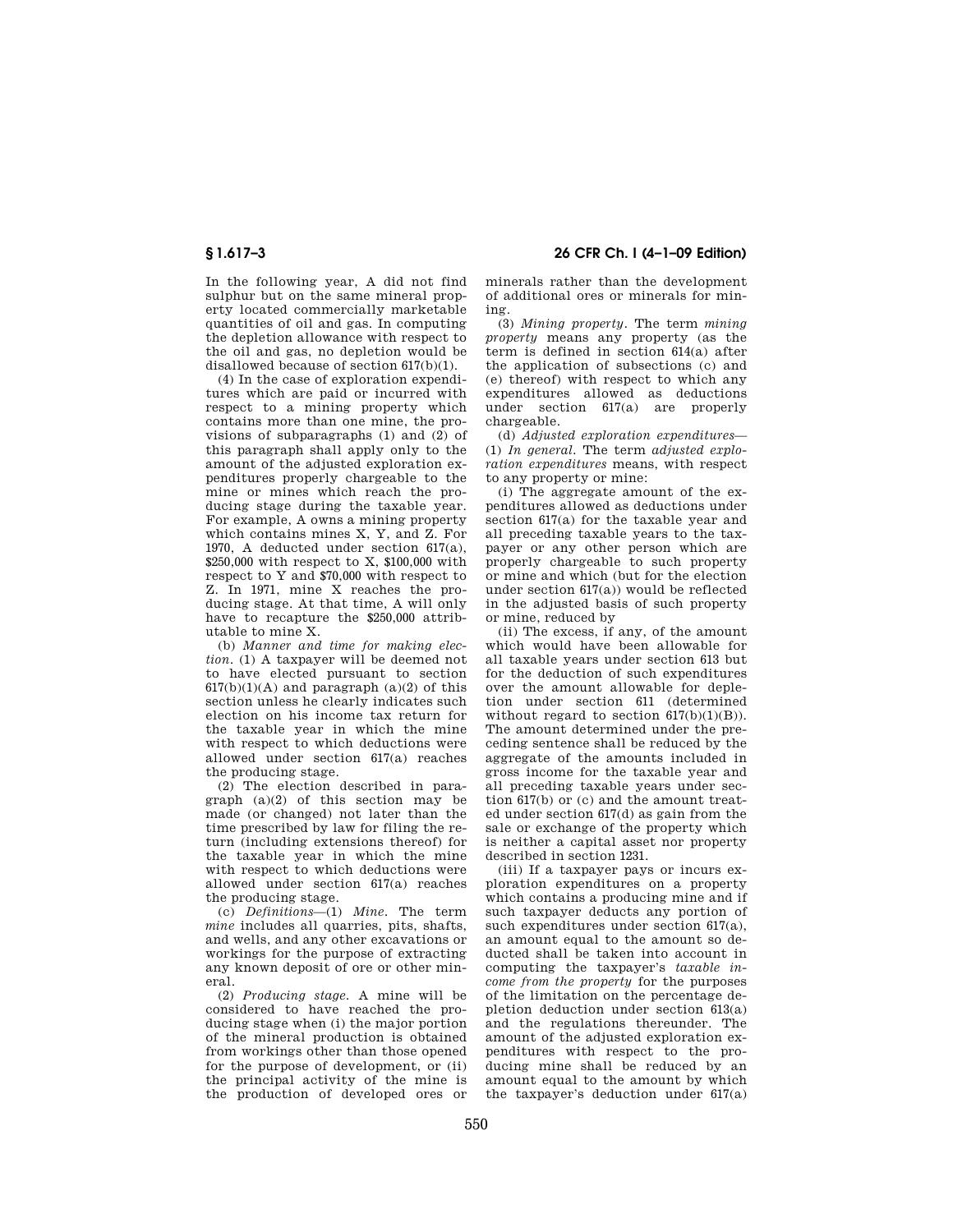In the following year, A did not find sulphur but on the same mineral property located commercially marketable quantities of oil and gas. In computing the depletion allowance with respect to the oil and gas, no depletion would be disallowed because of section 617(b)(1).

(4) In the case of exploration expenditures which are paid or incurred with respect to a mining property which contains more than one mine, the provisions of subparagraphs (1) and (2) of this paragraph shall apply only to the amount of the adjusted exploration expenditures properly chargeable to the mine or mines which reach the producing stage during the taxable year. For example, A owns a mining property which contains mines X, Y, and Z. For 1970, A deducted under section 617(a), $250,000 with respect to X, $100,000 with respect to Y and $70,000 with respect to Z. In 1971, mine X reaches the producing stage. At that time, A will only have to recapture the $250,000 attributable to mine X.

(b) *Manner and time for making election.* (1) A taxpayer will be deemed not to have elected pursuant to section 617(b)(1)(A) and paragraph (a)(2) of this section unless he clearly indicates such election on his income tax return for the taxable year in which the mine with respect to which deductions were allowed under section 617(a) reaches the producing stage.

(2) The election described in paragraph (a)(2) of this section may be made (or changed) not later than the time prescribed by law for filing the return (including extensions thereof) for the taxable year in which the mine with respect to which deductions were allowed under section 617(a) reaches the producing stage.

(c) *Definitions*—(1) *Mine.* The term *mine* includes all quarries, pits, shafts, and wells, and any other excavations or workings for the purpose of extracting any known deposit of ore or other mineral.

(2) *Producing stage.* A mine will be considered to have reached the producing stage when (i) the major portion of the mineral production is obtained from workings other than those opened for the purpose of development, or (ii) the principal activity of the mine is the production of developed ores or minerals rather than the development of additional ores or minerals for mining.

(3) *Mining property.* The term *mining property* means any property (as the term is defined in section 614(a) after the application of subsections (c) and (e) thereof) with respect to which any expenditures allowed as deductions under section 617(a) are properly chargeable.

(d) *Adjusted exploration expenditures*—(1) *In general.* The term *adjusted exploration expenditures* means, with respect to any property or mine:

(i) The aggregate amount of the expenditures allowed as deductions under section 617(a) for the taxable year and all preceding taxable years to the taxpayer or any other person which are properly chargeable to such property or mine and which (but for the election under section 617(a)) would be reflected in the adjusted basis of such property or mine, reduced by

(ii) The excess, if any, of the amount which would have been allowable for all taxable years under section 613 but for the deduction of such expenditures over the amount allowable for depletion under section 611 (determined without regard to section 617(b)(1)(B)). The amount determined under the preceding sentence shall be reduced by the aggregate of the amounts included in gross income for the taxable year and all preceding taxable years under section 617(b) or (c) and the amount treated under section 617(d) as gain from the sale or exchange of the property which is neither a capital asset nor property described in section 1231.

(iii) If a taxpayer pays or incurs exploration expenditures on a property which contains a producing mine and if such taxpayer deducts any portion of such expenditures under section 617(a), an amount equal to the amount so deducted shall be taken into account in computing the taxpayer's *taxable income from the property* for the purposes of the limitation on the percentage depletion deduction under section 613(a) and the regulations thereunder. The amount of the adjusted exploration expenditures with respect to the producing mine shall be reduced by an amount equal to the amount by which the taxpayer's deduction under 617(a)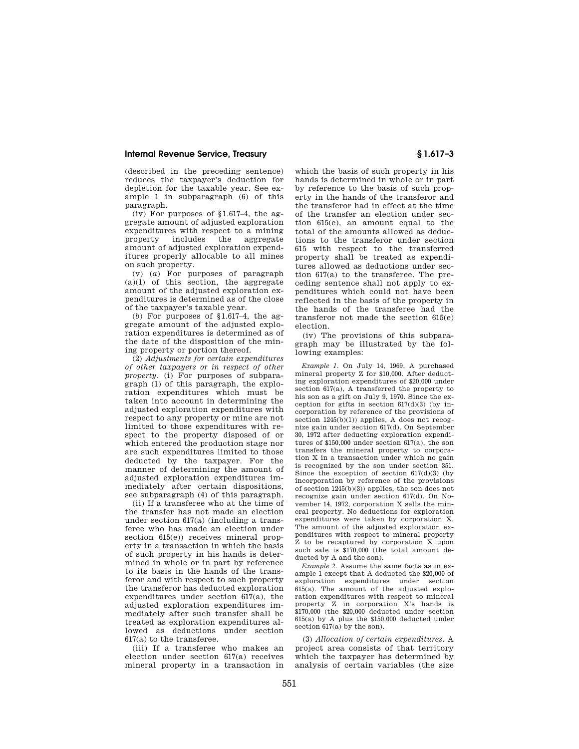(described in the preceding sentence) reduces the taxpayer's deduction for depletion for the taxable year. See example 1 in subparagraph (6) of this paragraph.

(iv) For purposes of §1.617–4, the aggregate amount of adjusted exploration expenditures with respect to a mining property includes the aggregate amount of adjusted exploration expenditures properly allocable to all mines on such property.

(v) (*a*) For purposes of paragraph (a)(1) of this section, the aggregate amount of the adjusted exploration expenditures is determined as of the close of the taxpayer's taxable year.

(*b*) For purposes of §1.617–4, the aggregate amount of the adjusted exploration expenditures is determined as of the date of the disposition of the mining property or portion thereof.

(2) *Adjustments for certain expenditures of other taxpayers or in respect of other property.* (i) For purposes of subparagraph (1) of this paragraph, the exploration expenditures which must be taken into account in determining the adjusted exploration expenditures with respect to any property or mine are not limited to those expenditures with respect to the property disposed of or which entered the production stage nor are such expenditures limited to those deducted by the taxpayer. For the manner of determining the amount of adjusted exploration expenditures immediately after certain dispositions, see subparagraph (4) of this paragraph.

(ii) If a transferee who at the time of the transfer has not made an election under section 617(a) (including a transferee who has made an election under section 615(e)) receives mineral property in a transaction in which the basis of such property in his hands is determined in whole or in part by reference to its basis in the hands of the transferor and with respect to such property the transferor has deducted exploration expenditures under section 617(a), the adjusted exploration expenditures immediately after such transfer shall be treated as exploration expenditures allowed as deductions under section 617(a) to the transferee.

(iii) If a transferee who makes an election under section 617(a) receives mineral property in a transaction in which the basis of such property in his hands is determined in whole or in part by reference to the basis of such property in the hands of the transferor and the transferor had in effect at the time of the transfer an election under section 615(e), an amount equal to the total of the amounts allowed as deductions to the transferor under section 615 with respect to the transferred property shall be treated as expenditures allowed as deductions under section 617(a) to the transferee. The preceding sentence shall not apply to expenditures which could not have been reflected in the basis of the property in the hands of the transferee had the transferor not made the section 615(e) election.

(iv) The provisions of this subparagraph may be illustrated by the following examples:

*Example 1.* On July 14, 1969, A purchased mineral property Z for $10,000. After deducting exploration expenditures of $20,000 under section 617(a), A transferred the property to his son as a gift on July 9, 1970. Since the exception for gifts in section 617(d)(3) (by incorporation by reference of the provisions of section 1245(b)(1)) applies, A does not recognize gain under section 617(d). On September 30, 1972 after deducting exploration expenditures of $150,000 under section 617(a), the son transfers the mineral property to corporation X in a transaction under which no gain is recognized by the son under section 351. Since the exception of section 617(d)(3) (by incorporation by reference of the provisions of section 1245(b)(3)) applies, the son does not recognize gain under section 617(d). On November 14, 1972, corporation X sells the mineral property. No deductions for exploration expenditures were taken by corporation X. The amount of the adjusted exploration expenditures with respect to mineral property Z to be recaptured by corporation X upon such sale is $170,000 (the total amount deducted by A and the son).

*Example 2.* Assume the same facts as in example 1 except that A deducted the $20,000 of exploration expenditures under section 615(a). The amount of the adjusted exploration expenditures with respect to mineral property Z in corporation X's hands is $170,000 (the $20,000 deducted under section 615(a) by A plus the $150,000 deducted under section 617(a) by the son).

(3) *Allocation of certain expenditures.* A project area consists of that territory which the taxpayer has determined by analysis of certain variables (the size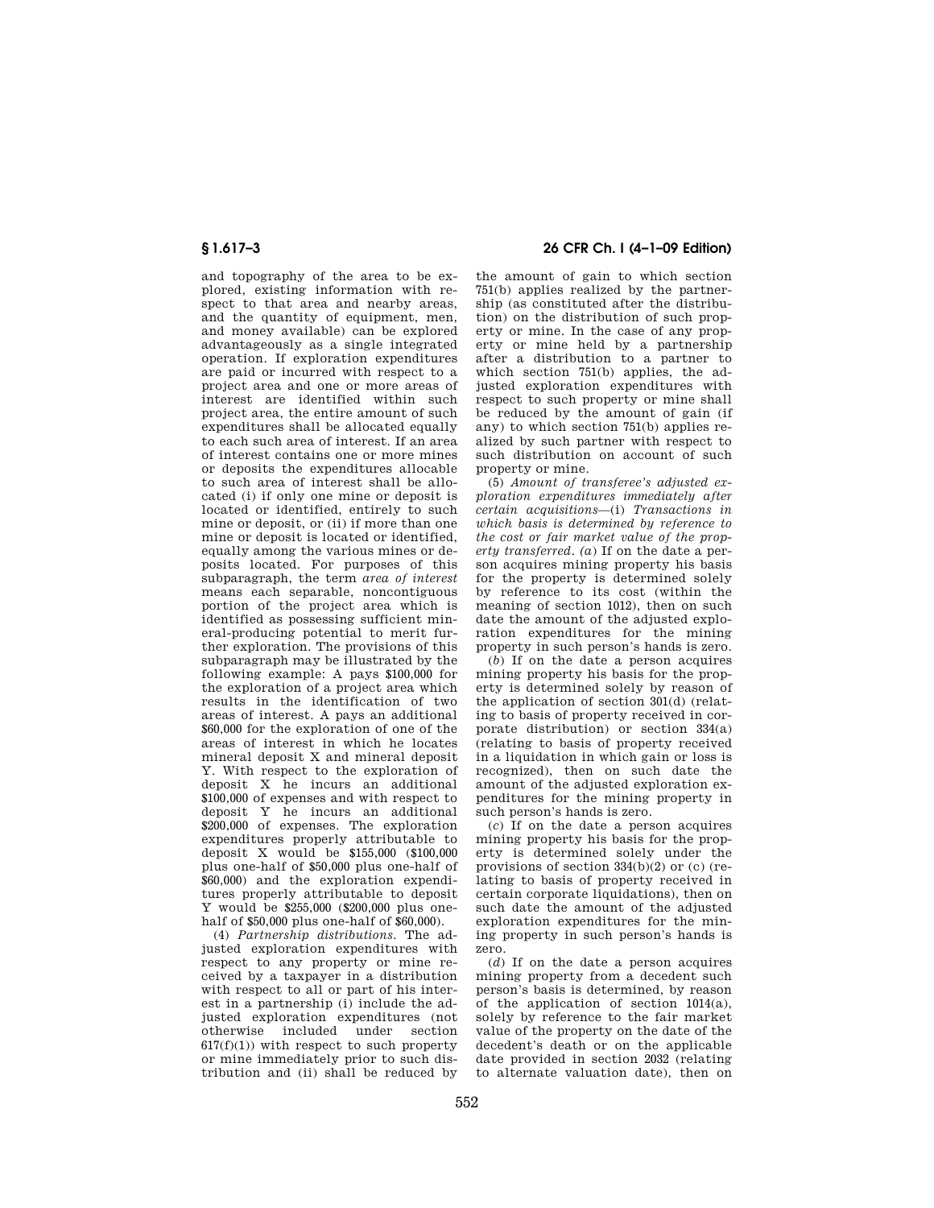and topography of the area to be explored, existing information with respect to that area and nearby areas, and the quantity of equipment, men, and money available) can be explored advantageously as a single integrated operation. If exploration expenditures are paid or incurred with respect to a project area and one or more areas of interest are identified within such project area, the entire amount of such expenditures shall be allocated equally to each such area of interest. If an area of interest contains one or more mines or deposits the expenditures allocable to such area of interest shall be allocated (i) if only one mine or deposit is located or identified, entirely to such mine or deposit, or (ii) if more than one mine or deposit is located or identified, equally among the various mines or deposits located. For purposes of this subparagraph, the term *area of interest* means each separable, noncontiguous portion of the project area which is identified as possessing sufficient mineral-producing potential to merit further exploration. The provisions of this subparagraph may be illustrated by the following example: A pays $100,000 for the exploration of a project area which results in the identification of two areas of interest. A pays an additional $60,000 for the exploration of one of the areas of interest in which he locates mineral deposit X and mineral deposit Y. With respect to the exploration of deposit X he incurs an additional $100,000 of expenses and with respect to deposit Y he incurs an additional $200,000 of expenses. The exploration expenditures properly attributable to deposit X would be $155,000 ($100,000 plus one-half of $50,000 plus one-half of $60,000) and the exploration expenditures properly attributable to deposit Y would be $255,000 ($200,000 plus one-half of $50,000 plus one-half of $60,000).

(4) *Partnership distributions.* The adjusted exploration expenditures with respect to any property or mine received by a taxpayer in a distribution with respect to all or part of his interest in a partnership (i) include the adjusted exploration expenditures (not otherwise included under section 617(f)(1)) with respect to such property or mine immediately prior to such distribution and (ii) shall be reduced by the amount of gain to which section 751(b) applies realized by the partnership (as constituted after the distribution) on the distribution of such property or mine. In the case of any property or mine held by a partnership after a distribution to a partner to which section 751(b) applies, the adjusted exploration expenditures with respect to such property or mine shall be reduced by the amount of gain (if any) to which section 751(b) applies realized by such partner with respect to such distribution on account of such property or mine.

(5) *Amount of transferee's adjusted exploration expenditures immediately after certain acquisitions*—(i) *Transactions in which basis is determined by reference to the cost or fair market value of the property transferred.* (*a*) If on the date a person acquires mining property his basis for the property is determined solely by reference to its cost (within the meaning of section 1012), then on such date the amount of the adjusted exploration expenditures for the mining property in such person's hands is zero.

(*b*) If on the date a person acquires mining property his basis for the property is determined solely by reason of the application of section 301(d) (relating to basis of property received in corporate distribution) or section 334(a) (relating to basis of property received in a liquidation in which gain or loss is recognized), then on such date the amount of the adjusted exploration expenditures for the mining property in such person's hands is zero.

(*c*) If on the date a person acquires mining property his basis for the property is determined solely under the provisions of section 334(b)(2) or (c) (relating to basis of property received in certain corporate liquidations), then on such date the amount of the adjusted exploration expenditures for the mining property in such person's hands is zero.

(*d*) If on the date a person acquires mining property from a decedent such person's basis is determined, by reason of the application of section 1014(a), solely by reference to the fair market value of the property on the date of the decedent's death or on the applicable date provided in section 2032 (relating to alternate valuation date), then on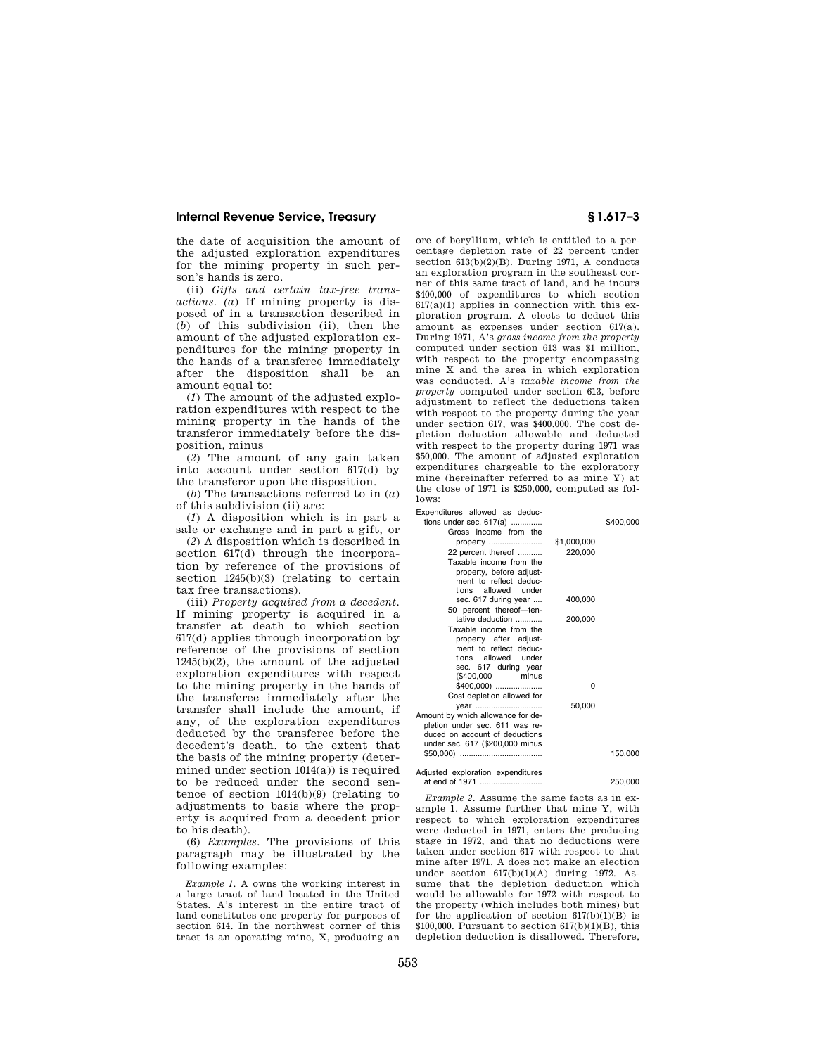the date of acquisition the amount of the adjusted exploration expenditures for the mining property in such person's hands is zero.

(ii) *Gifts and certain tax-free transactions.* (*a*) If mining property is disposed of in a transaction described in (*b*) of this subdivision (ii), then the amount of the adjusted exploration expenditures for the mining property in the hands of a transferee immediately after the disposition shall be an amount equal to:

(*1*) The amount of the adjusted exploration expenditures with respect to the mining property in the hands of the transferor immediately before the disposition, minus

(*2*) The amount of any gain taken into account under section 617(d) by the transferor upon the disposition.

(*b*) The transactions referred to in (*a*) of this subdivision (ii) are:

(*1*) A disposition which is in part a sale or exchange and in part a gift, or

(*2*) A disposition which is described in section 617(d) through the incorporation by reference of the provisions of section 1245(b)(3) (relating to certain tax free transactions).

(iii) *Property acquired from a decedent.* If mining property is acquired in a transfer at death to which section 617(d) applies through incorporation by reference of the provisions of section 1245(b)(2), the amount of the adjusted exploration expenditures with respect to the mining property in the hands of the transferee immediately after the transfer shall include the amount, if any, of the exploration expenditures deducted by the transferee before the decedent's death, to the extent that the basis of the mining property (determined under section 1014(a)) is required to be reduced under the second sentence of section 1014(b)(9) (relating to adjustments to basis where the property is acquired from a decedent prior to his death).

(6) *Examples.* The provisions of this paragraph may be illustrated by the following examples:

*Example 1.* A owns the working interest in a large tract of land located in the United States. A's interest in the entire tract of land constitutes one property for purposes of section 614. In the northwest corner of this tract is an operating mine, X, producing an ore of beryllium, which is entitled to a percentage depletion rate of 22 percent under section 613(b)(2)(B). During 1971, A conducts an exploration program in the southeast corner of this same tract of land, and he incurs $400,000 of expenditures to which section 617(a)(1) applies in connection with this exploration program. A elects to deduct this amount as expenses under section 617(a). During 1971, A's *gross income from the property* computed under section 613 was $1 million, with respect to the property encompassing mine X and the area in which exploration was conducted. A's *taxable income from the property* computed under section 613, before adjustment to reflect the deductions taken with respect to the property during the year under section 617, was $400,000. The cost depletion deduction allowable and deducted with respect to the property during 1971 was $50,000. The amount of adjusted exploration expenditures chargeable to the exploratory mine (hereinafter referred to as mine Y) at the close of 1971 is $250,000, computed as follows:

| | | |
|---|---|---|
| Expenditures allowed as deductions under sec. 617(a) | | $400,000 |
| Gross income from the property | $1,000,000 | |
| 22 percent thereof | 220,000 | |
| Taxable income from the property, before adjustment to reflect deductions allowed under sec. 617 during year | 400,000 | |
| 50 percent thereof—tentative deduction | 200,000 | |
| Taxable income from the property after adjustment to reflect deductions allowed under sec. 617 during year ($400,000 minus $400,000) | 0 | |
| Cost depletion allowed for year | 50,000 | |
| Amount by which allowance for depletion under sec. 611 was reduced on account of deductions under sec. 617 ($200,000 minus $50,000) | | 150,000 |
| Adjusted exploration expenditures at end of 1971 | | 250,000 |

*Example 2.* Assume the same facts as in example 1. Assume further that mine Y, with respect to which exploration expenditures were deducted in 1971, enters the producing stage in 1972, and that no deductions were taken under section 617 with respect to that mine after 1971. A does not make an election under section 617(b)(1)(A) during 1972. Assume that the depletion deduction which would be allowable for 1972 with respect to the property (which includes both mines) but for the application of section 617(b)(1)(B) is $100,000. Pursuant to section 617(b)(1)(B), this depletion deduction is disallowed. Therefore,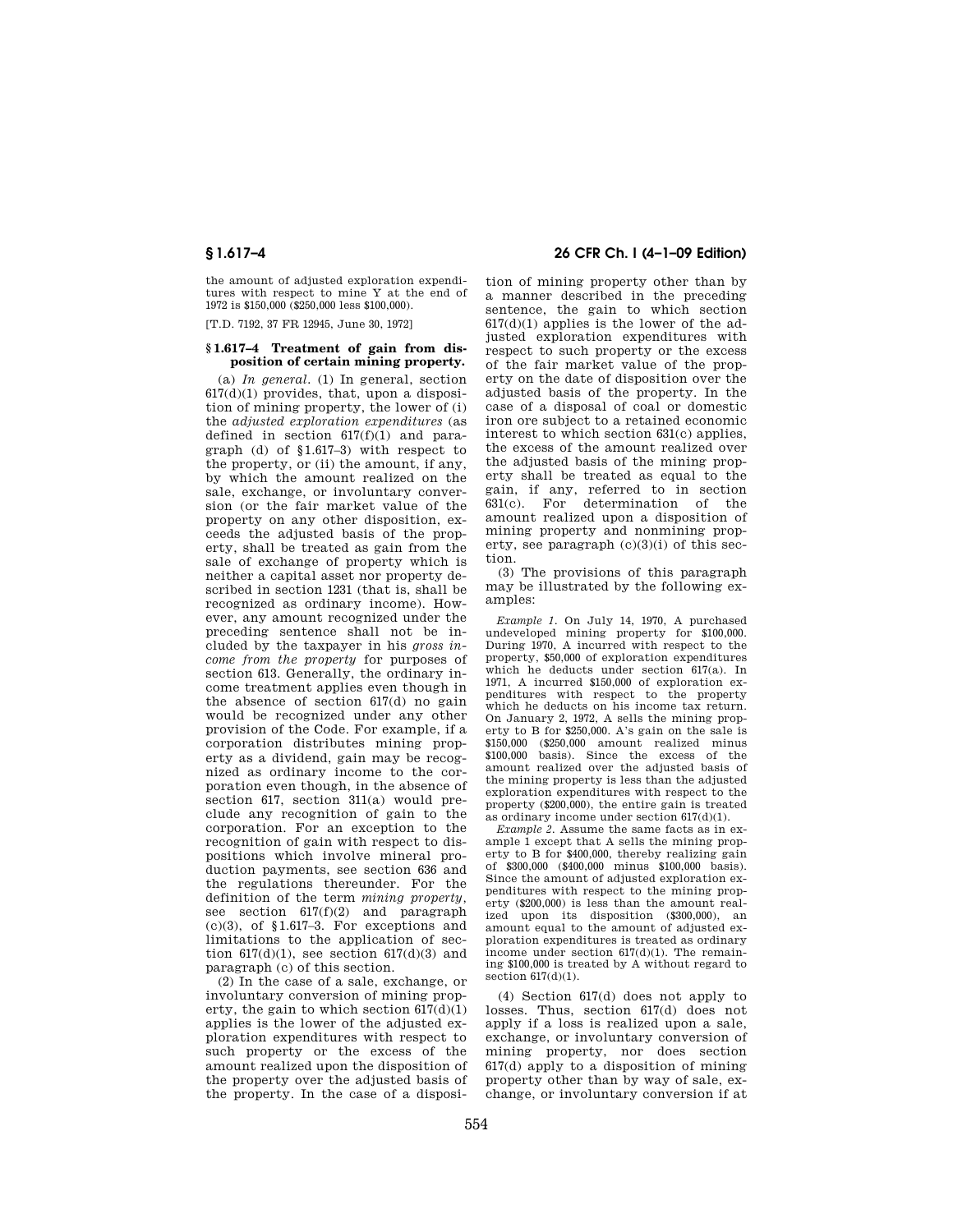the amount of adjusted exploration expenditures with respect to mine Y at the end of 1972 is $150,000 ($250,000 less $100,000).

[T.D. 7192, 37 FR 12945, June 30, 1972]

### § 1.617–4 Treatment of gain from disposition of certain mining property.

(a) *In general.* (1) In general, section 617(d)(1) provides, that, upon a disposition of mining property, the lower of (i) the *adjusted exploration expenditures* (as defined in section 617(f)(1) and paragraph (d) of §1.617–3) with respect to the property, or (ii) the amount, if any, by which the amount realized on the sale, exchange, or involuntary conversion (or the fair market value of the property on any other disposition, exceeds the adjusted basis of the property, shall be treated as gain from the sale of exchange of property which is neither a capital asset nor property described in section 1231 (that is, shall be recognized as ordinary income). However, any amount recognized under the preceding sentence shall not be included by the taxpayer in his *gross income from the property* for purposes of section 613. Generally, the ordinary income treatment applies even though in the absence of section 617(d) no gain would be recognized under any other provision of the Code. For example, if a corporation distributes mining property as a dividend, gain may be recognized as ordinary income to the corporation even though, in the absence of section 617, section 311(a) would preclude any recognition of gain to the corporation. For an exception to the recognition of gain with respect to dispositions which involve mineral production payments, see section 636 and the regulations thereunder. For the definition of the term *mining property,* see section 617(f)(2) and paragraph (c)(3), of §1.617–3. For exceptions and limitations to the application of section 617(d)(1), see section 617(d)(3) and paragraph (c) of this section.

(2) In the case of a sale, exchange, or involuntary conversion of mining property, the gain to which section 617(d)(1) applies is the lower of the adjusted exploration expenditures with respect to such property or the excess of the amount realized upon the disposition of the property over the adjusted basis of the property. In the case of a disposition of mining property other than by a manner described in the preceding sentence, the gain to which section 617(d)(1) applies is the lower of the adjusted exploration expenditures with respect to such property or the excess of the fair market value of the property on the date of disposition over the adjusted basis of the property. In the case of a disposal of coal or domestic iron ore subject to a retained economic interest to which section 631(c) applies, the excess of the amount realized over the adjusted basis of the mining property shall be treated as equal to the gain, if any, referred to in section 631(c). For determination of the amount realized upon a disposition of mining property and nonmining property, see paragraph (c)(3)(i) of this section.

(3) The provisions of this paragraph may be illustrated by the following examples:

*Example 1.* On July 14, 1970, A purchased undeveloped mining property for $100,000. During 1970, A incurred with respect to the property, $50,000 of exploration expenditures which he deducts under section 617(a). In 1971, A incurred $150,000 of exploration expenditures with respect to the property which he deducts on his income tax return. On January 2, 1972, A sells the mining property to B for $250,000. A's gain on the sale is $150,000 ($250,000 amount realized minus $100,000 basis). Since the excess of the amount realized over the adjusted basis of the mining property is less than the adjusted exploration expenditures with respect to the property ($200,000), the entire gain is treated as ordinary income under section 617(d)(1).

*Example 2.* Assume the same facts as in example 1 except that A sells the mining property to B for $400,000, thereby realizing gain of $300,000 ($400,000 minus $100,000 basis). Since the amount of adjusted exploration expenditures with respect to the mining property ($200,000) is less than the amount realized upon its disposition ($300,000), an amount equal to the amount of adjusted exploration expenditures is treated as ordinary income under section 617(d)(1). The remaining $100,000 is treated by A without regard to section 617(d)(1).

(4) Section 617(d) does not apply to losses. Thus, section 617(d) does not apply if a loss is realized upon a sale, exchange, or involuntary conversion of mining property, nor does section 617(d) apply to a disposition of mining property other than by way of sale, exchange, or involuntary conversion if at